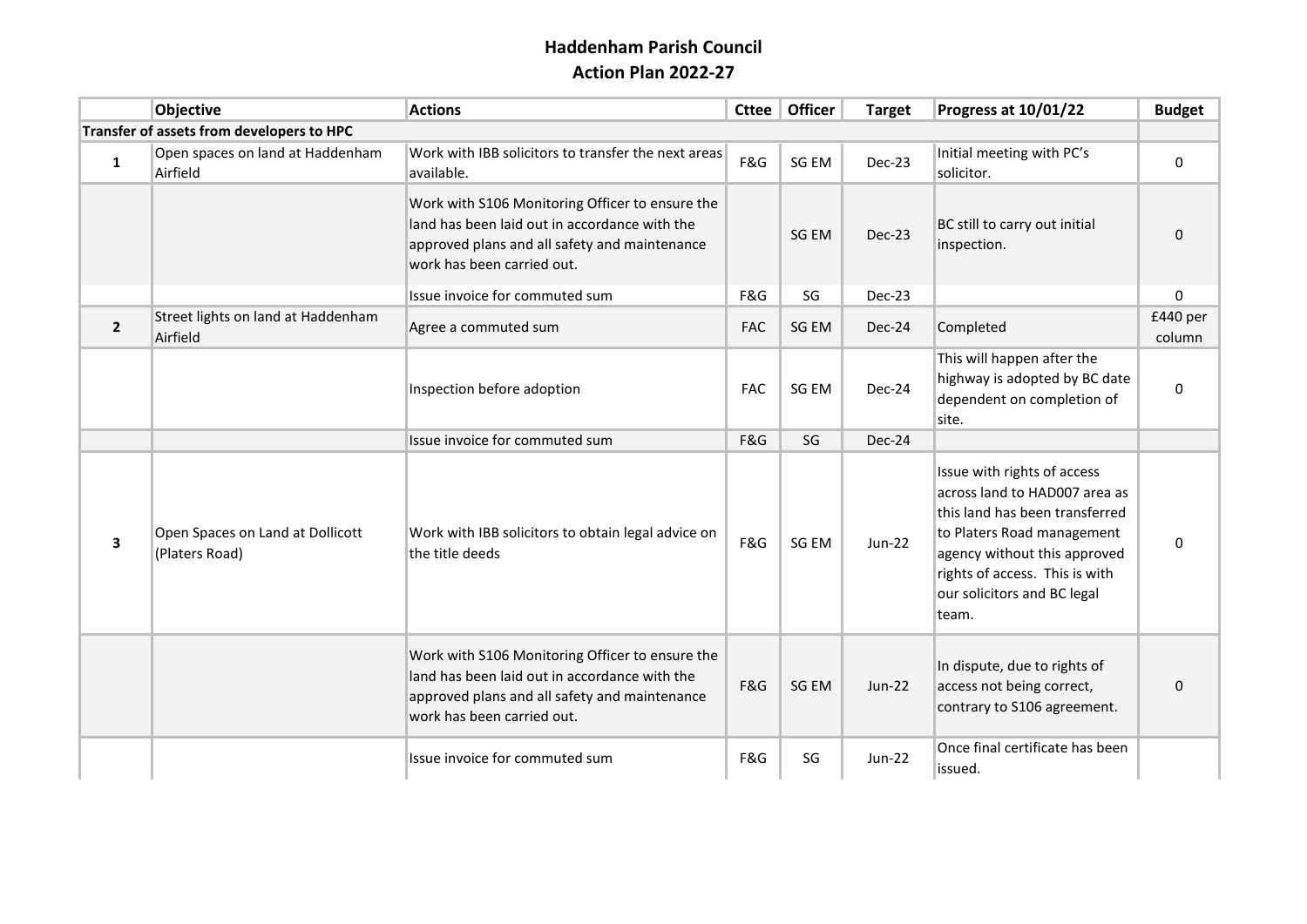# Haddenham Parish Council
## Action Plan 2022-27

| | Objective | Actions | Cttee | Officer | Target | Progress at 10/01/22 | Budget |
|---|---|---|---|---|---|---|---|
| **Transfer of assets from developers to HPC** | | | | | | | |
| **1** | Open spaces on land at Haddenham Airfield | Work with IBB solicitors to transfer the next areas available. | F&G | SG EM | Dec-23 | Initial meeting with PC's solicitor. | 0 |
| | | Work with S106 Monitoring Officer to ensure the land has been laid out in accordance with the approved plans and all safety and maintenance work has been carried out. | | SG EM | Dec-23 | BC still to carry out initial inspection. | 0 |
| | | Issue invoice for commuted sum | F&G | SG | Dec-23 | | 0 |
| **2** | Street lights on land at Haddenham Airfield | Agree a commuted sum | FAC | SG EM | Dec-24 | Completed | £440 per column |
| | | Inspection before adoption | FAC | SG EM | Dec-24 | This will happen after the highway is adopted by BC date dependent on completion of site. | 0 |
| | | Issue invoice for commuted sum | F&G | SG | Dec-24 | | |
| **3** | Open Spaces on Land at Dollicott (Platers Road) | Work with IBB solicitors to obtain legal advice on the title deeds | F&G | SG EM | Jun-22 | Issue with rights of access across land to HAD007 area as this land has been transferred to Platers Road management agency without this approved rights of access. This is with our solicitors and BC legal team. | 0 |
| | | Work with S106 Monitoring Officer to ensure the land has been laid out in accordance with the approved plans and all safety and maintenance work has been carried out. | F&G | SG EM | Jun-22 | In dispute, due to rights of access not being correct, contrary to S106 agreement. | 0 |
| | | Issue invoice for commuted sum | F&G | SG | Jun-22 | Once final certificate has been issued. | |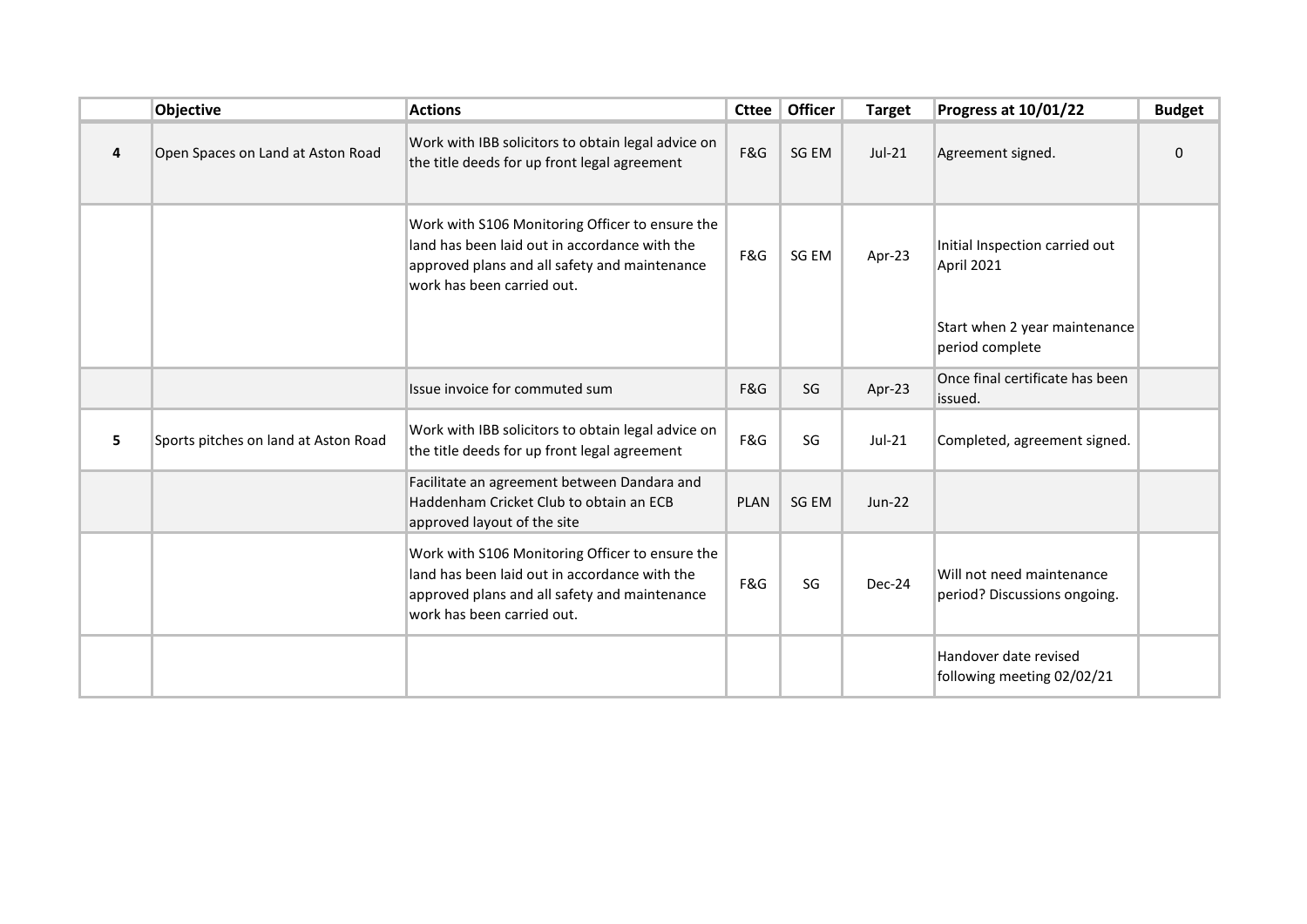| | Objective | Actions | Cttee | Officer | Target | Progress at 10/01/22 | Budget |
|---|---|---|---|---|---|---|---|
| 4 | Open Spaces on Land at Aston Road | Work with IBB solicitors to obtain legal advice on the title deeds for up front legal agreement | F&G | SG EM | Jul-21 | Agreement signed. | 0 |
| | | Work with S106 Monitoring Officer to ensure the land has been laid out in accordance with the approved plans and all safety and maintenance work has been carried out. | F&G | SG EM | Apr-23 | Initial Inspection carried out April 2021<br><br>Start when 2 year maintenance period complete | |
| | | Issue invoice for commuted sum | F&G | SG | Apr-23 | Once final certificate has been issued. | |
| 5 | Sports pitches on land at Aston Road | Work with IBB solicitors to obtain legal advice on the title deeds for up front legal agreement | F&G | SG | Jul-21 | Completed, agreement signed. | |
| | | Facilitate an agreement between Dandara and Haddenham Cricket Club to obtain an ECB approved layout of the site | PLAN | SG EM | Jun-22 | | |
| | | Work with S106 Monitoring Officer to ensure the land has been laid out in accordance with the approved plans and all safety and maintenance work has been carried out. | F&G | SG | Dec-24 | Will not need maintenance period? Discussions ongoing. | |
| | | | | | | Handover date revised following meeting 02/02/21 | |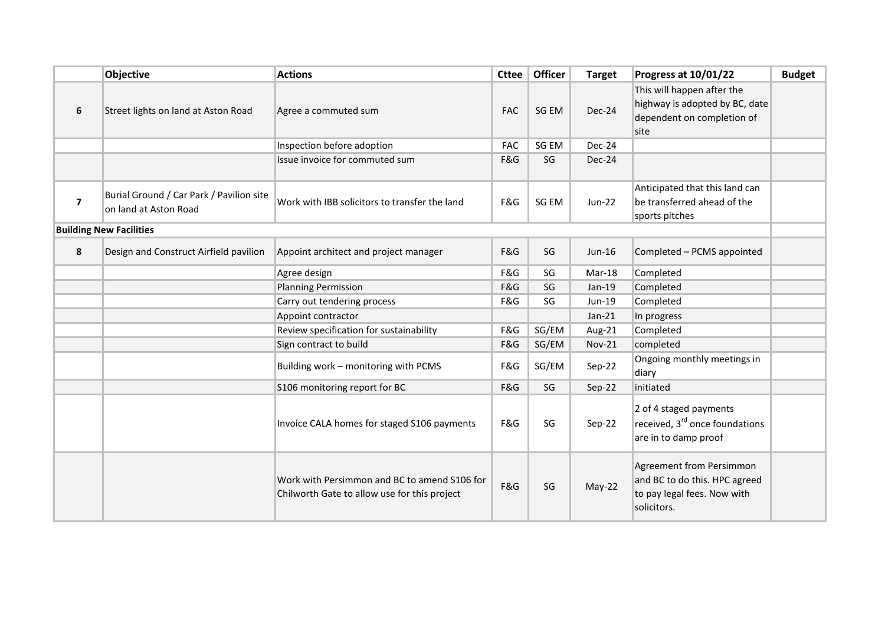| | Objective | Actions | Cttee | Officer | Target | Progress at 10/01/22 | Budget |
|---|---|---|---|---|---|---|---|
| 6 | Street lights on land at Aston Road | Agree a commuted sum | FAC | SG EM | Dec-24 | This will happen after the highway is adopted by BC, date dependent on completion of site | |
| | | Inspection before adoption | FAC | SG EM | Dec-24 | | |
| | | Issue invoice for commuted sum | F&G | SG | Dec-24 | | |
| 7 | Burial Ground / Car Park / Pavilion site on land at Aston Road | Work with IBB solicitors to transfer the land | F&G | SG EM | Jun-22 | Anticipated that this land can be transferred ahead of the sports pitches | |
| **Building New Facilities** | | | | | | | |
| 8 | Design and Construct Airfield pavilion | Appoint architect and project manager | F&G | SG | Jun-16 | Completed – PCMS appointed | |
| | | Agree design | F&G | SG | Mar-18 | Completed | |
| | | Planning Permission | F&G | SG | Jan-19 | Completed | |
| | | Carry out tendering process | F&G | SG | Jun-19 | Completed | |
| | | Appoint contractor | | | Jan-21 | In progress | |
| | | Review specification for sustainability | F&G | SG/EM | Aug-21 | Completed | |
| | | Sign contract to build | F&G | SG/EM | Nov-21 | completed | |
| | | Building work – monitoring with PCMS | F&G | SG/EM | Sep-22 | Ongoing monthly meetings in diary | |
| | | S106 monitoring report for BC | F&G | SG | Sep-22 | initiated | |
| | | Invoice CALA homes for staged S106 payments | F&G | SG | Sep-22 | 2 of 4 staged payments received, 3rd once foundations are in to damp proof | |
| | | Work with Persimmon and BC to amend S106 for Chilworth Gate to allow use for this project | F&G | SG | May-22 | Agreement from Persimmon and BC to do this. HPC agreed to pay legal fees. Now with solicitors. | |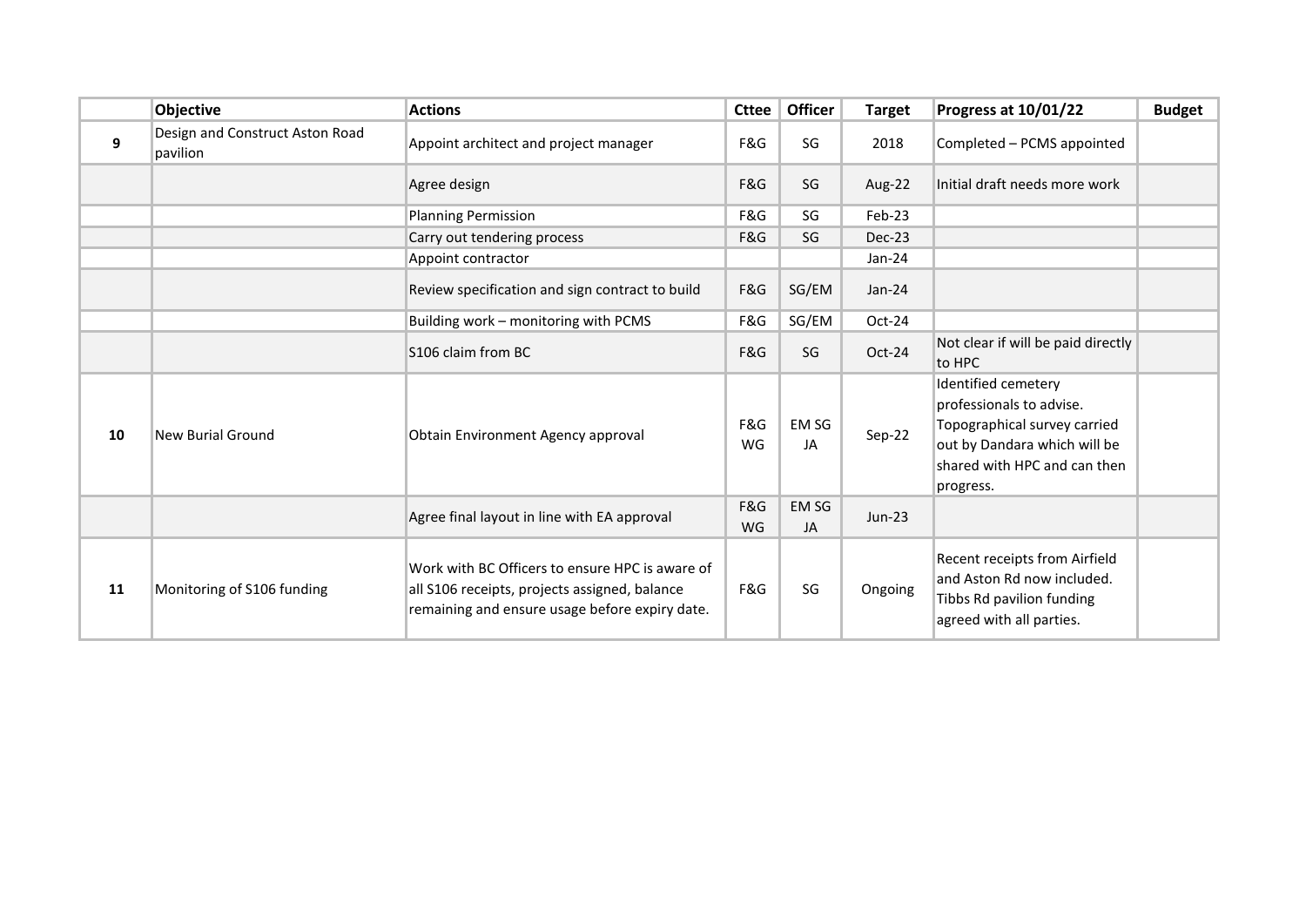| | Objective | Actions | Cttee | Officer | Target | Progress at 10/01/22 | Budget |
|---|---|---|---|---|---|---|---|
| 9 | Design and Construct Aston Road pavilion | Appoint architect and project manager | F&G | SG | 2018 | Completed – PCMS appointed | |
| | | Agree design | F&G | SG | Aug-22 | Initial draft needs more work | |
| | | Planning Permission | F&G | SG | Feb-23 | | |
| | | Carry out tendering process | F&G | SG | Dec-23 | | |
| | | Appoint contractor | | | Jan-24 | | |
| | | Review specification and sign contract to build | F&G | SG/EM | Jan-24 | | |
| | | Building work – monitoring with PCMS | F&G | SG/EM | Oct-24 | | |
| | | S106 claim from BC | F&G | SG | Oct-24 | Not clear if will be paid directly to HPC | |
| 10 | New Burial Ground | Obtain Environment Agency approval | F&G WG | EM SG JA | Sep-22 | Identified cemetery professionals to advise. Topographical survey carried out by Dandara which will be shared with HPC and can then progress. | |
| | | Agree final layout in line with EA approval | F&G WG | EM SG JA | Jun-23 | | |
| 11 | Monitoring of S106 funding | Work with BC Officers to ensure HPC is aware of all S106 receipts, projects assigned, balance remaining and ensure usage before expiry date. | F&G | SG | Ongoing | Recent receipts from Airfield and Aston Rd now included. Tibbs Rd pavilion funding agreed with all parties. | |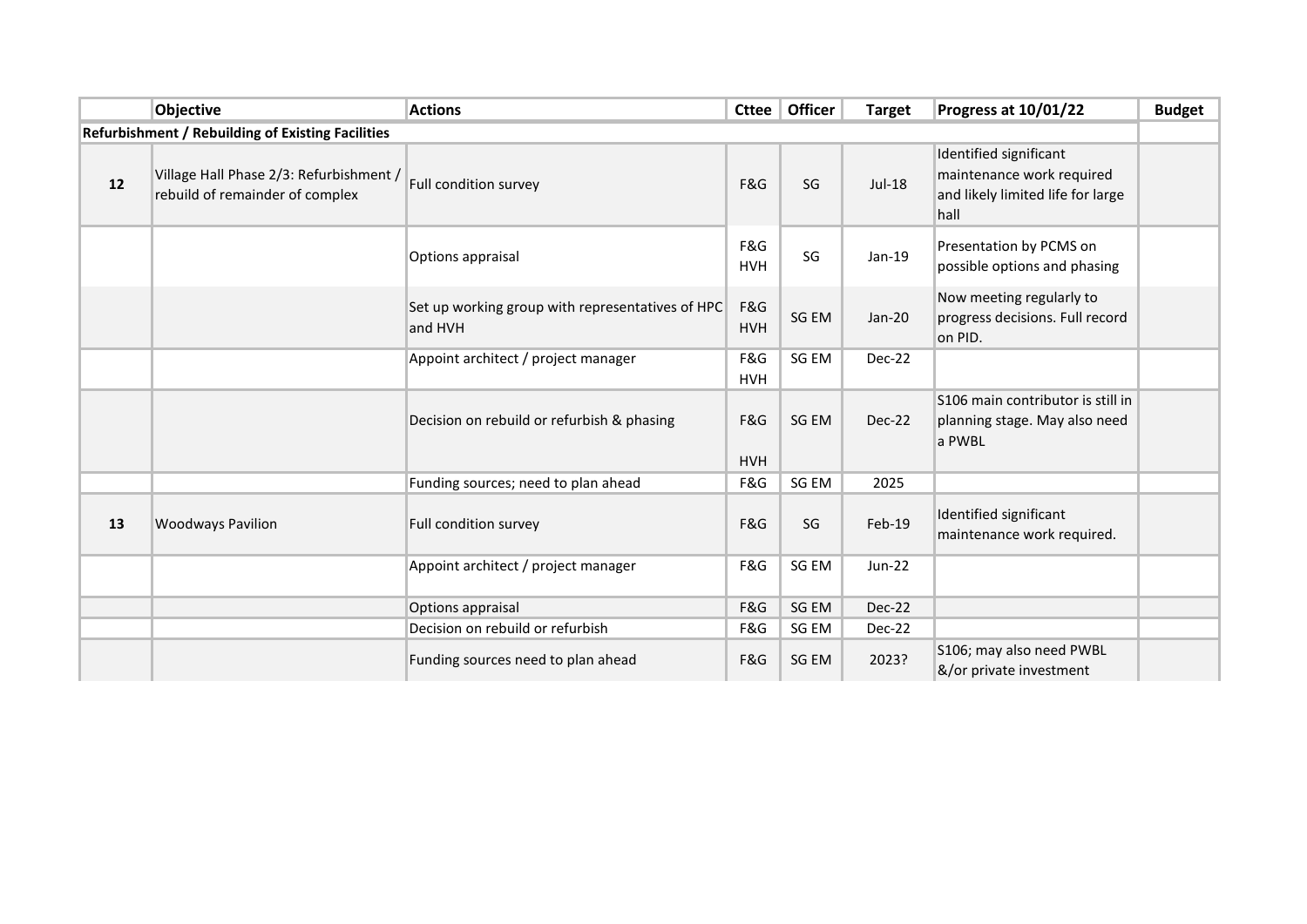| | Objective | Actions | Cttee | Officer | Target | Progress at 10/01/22 | Budget |
|---|---|---|---|---|---|---|---|
| **Refurbishment / Rebuilding of Existing Facilities** | | | | | | | |
| **12** | Village Hall Phase 2/3: Refurbishment / rebuild of remainder of complex | Full condition survey | F&G | SG | Jul-18 | Identified significant maintenance work required and likely limited life for large hall | |
| | | Options appraisal | F&G HVH | SG | Jan-19 | Presentation by PCMS on possible options and phasing | |
| | | Set up working group with representatives of HPC and HVH | F&G HVH | SG EM | Jan-20 | Now meeting regularly to progress decisions. Full record on PID. | |
| | | Appoint architect / project manager | F&G HVH | SG EM | Dec-22 | | |
| | | Decision on rebuild or refurbish & phasing | F&G HVH | SG EM | Dec-22 | S106 main contributor is still in planning stage. May also need a PWBL | |
| | | Funding sources; need to plan ahead | F&G | SG EM | 2025 | | |
| **13** | Woodways Pavilion | Full condition survey | F&G | SG | Feb-19 | Identified significant maintenance work required. | |
| | | Appoint architect / project manager | F&G | SG EM | Jun-22 | | |
| | | Options appraisal | F&G | SG EM | Dec-22 | | |
| | | Decision on rebuild or refurbish | F&G | SG EM | Dec-22 | | |
| | | Funding sources need to plan ahead | F&G | SG EM | 2023? | S106; may also need PWBL &/or private investment | |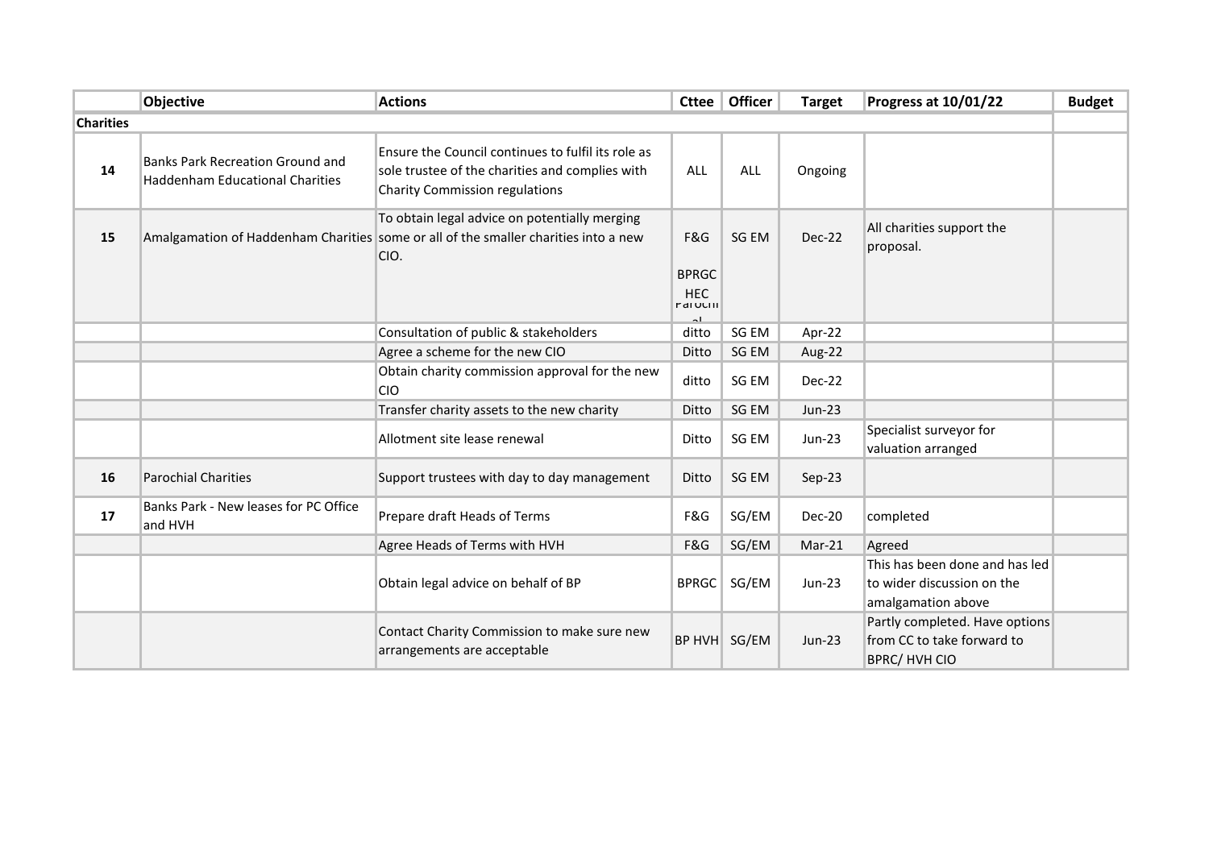| | Objective | Actions | Cttee | Officer | Target | Progress at 10/01/22 | Budget |
|---|---|---|---|---|---|---|---|
| **Charities** | | | | | | | |
| **14** | Banks Park Recreation Ground and Haddenham Educational Charities | Ensure the Council continues to fulfil its role as sole trustee of the charities and complies with Charity Commission regulations | ALL | ALL | Ongoing | | |
| **15** | Amalgamation of Haddenham Charities | To obtain legal advice on potentially merging some or all of the smaller charities into a new CIO. | F&G BPRGC HEC Parochial | SG EM | Dec-22 | All charities support the proposal. | |
| | | Consultation of public & stakeholders | ditto | SG EM | Apr-22 | | |
| | | Agree a scheme for the new CIO | Ditto | SG EM | Aug-22 | | |
| | | Obtain charity commission approval for the new CIO | ditto | SG EM | Dec-22 | | |
| | | Transfer charity assets to the new charity | Ditto | SG EM | Jun-23 | | |
| | | Allotment site lease renewal | Ditto | SG EM | Jun-23 | Specialist surveyor for valuation arranged | |
| **16** | Parochial Charities | Support trustees with day to day management | Ditto | SG EM | Sep-23 | | |
| **17** | Banks Park - New leases for PC Office and HVH | Prepare draft Heads of Terms | F&G | SG/EM | Dec-20 | completed | |
| | | Agree Heads of Terms with HVH | F&G | SG/EM | Mar-21 | Agreed | |
| | | Obtain legal advice on behalf of BP | BPRGC | SG/EM | Jun-23 | This has been done and has led to wider discussion on the amalgamation above | |
| | | Contact Charity Commission to make sure new arrangements are acceptable | BP HVH | SG/EM | Jun-23 | Partly completed. Have options from CC to take forward to BPRC/ HVH CIO | |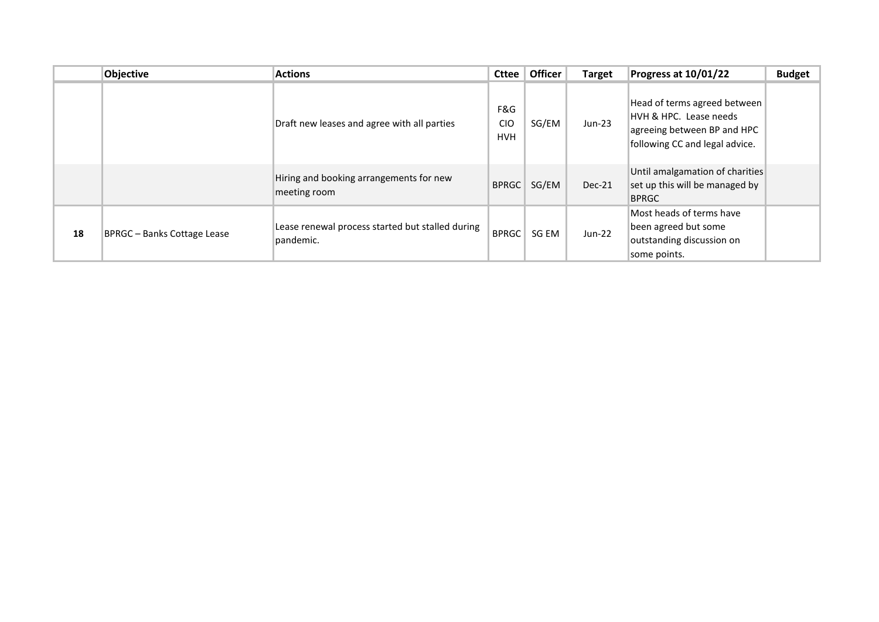| | Objective | Actions | Cttee | Officer | Target | Progress at 10/01/22 | Budget |
|---|---|---|---|---|---|---|---|
| | | Draft new leases and agree with all parties | F&G CIO HVH | SG/EM | Jun-23 | Head of terms agreed between HVH & HPC. Lease needs agreeing between BP and HPC following CC and legal advice. | |
| | | Hiring and booking arrangements for new meeting room | BPRGC | SG/EM | Dec-21 | Until amalgamation of charities set up this will be managed by BPRGC | |
| **18** | BPRGC – Banks Cottage Lease | Lease renewal process started but stalled during pandemic. | BPRGC | SG EM | Jun-22 | Most heads of terms have been agreed but some outstanding discussion on some points. | |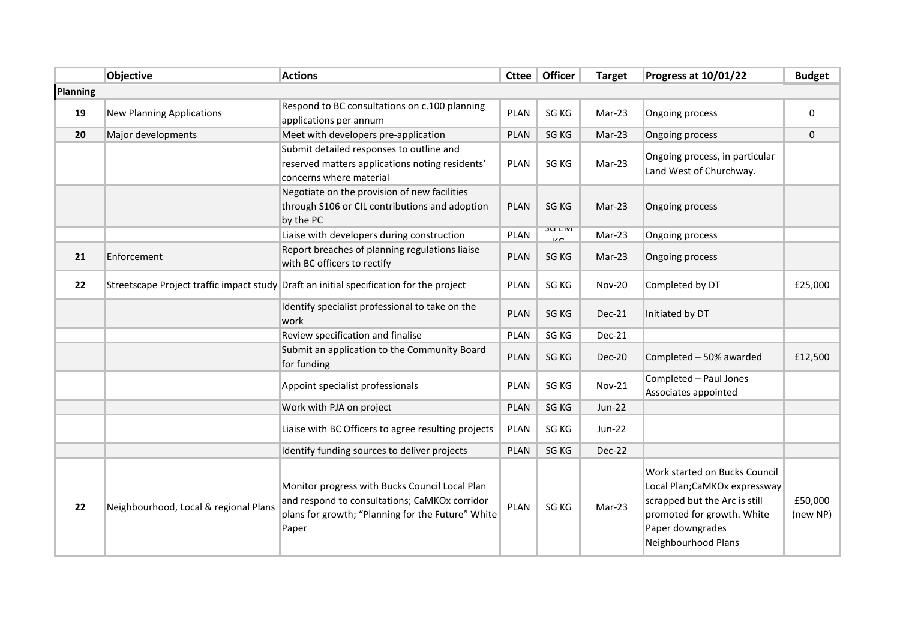| | Objective | Actions | Cttee | Officer | Target | Progress at 10/01/22 | Budget |
|---|---|---|---|---|---|---|---|
| **Planning** | | | | | | | |
| 19 | New Planning Applications | Respond to BC consultations on c.100 planning applications per annum | PLAN | SG KG | Mar-23 | Ongoing process | 0 |
| 20 | Major developments | Meet with developers pre-application | PLAN | SG KG | Mar-23 | Ongoing process | 0 |
| | | Submit detailed responses to outline and reserved matters applications noting residents' concerns where material | PLAN | SG KG | Mar-23 | Ongoing process, in particular Land West of Churchway. | |
| | | Negotiate on the provision of new facilities through S106 or CIL contributions and adoption by the PC | PLAN | SG KG | Mar-23 | Ongoing process | |
| | | Liaise with developers during construction | PLAN | SG LM KG | Mar-23 | Ongoing process | |
| 21 | Enforcement | Report breaches of planning regulations liaise with BC officers to rectify | PLAN | SG KG | Mar-23 | Ongoing process | |
| 22 | Streetscape Project traffic impact study | Draft an initial specification for the project | PLAN | SG KG | Nov-20 | Completed by DT | £25,000 |
| | | Identify specialist professional to take on the work | PLAN | SG KG | Dec-21 | Initiated by DT | |
| | | Review specification and finalise | PLAN | SG KG | Dec-21 | | |
| | | Submit an application to the Community Board for funding | PLAN | SG KG | Dec-20 | Completed – 50% awarded | £12,500 |
| | | Appoint specialist professionals | PLAN | SG KG | Nov-21 | Completed – Paul Jones Associates appointed | |
| | | Work with PJA on project | PLAN | SG KG | Jun-22 | | |
| | | Liaise with BC Officers to agree resulting projects | PLAN | SG KG | Jun-22 | | |
| | | Identify funding sources to deliver projects | PLAN | SG KG | Dec-22 | | |
| 22 | Neighbourhood, Local & regional Plans | Monitor progress with Bucks Council Local Plan and respond to consultations; CaMKOx corridor plans for growth; "Planning for the Future" White Paper | PLAN | SG KG | Mar-23 | Work started on Bucks Council Local Plan;CaMKOx expressway scrapped but the Arc is still promoted for growth. White Paper downgrades Neighbourhood Plans | £50,000 (new NP) |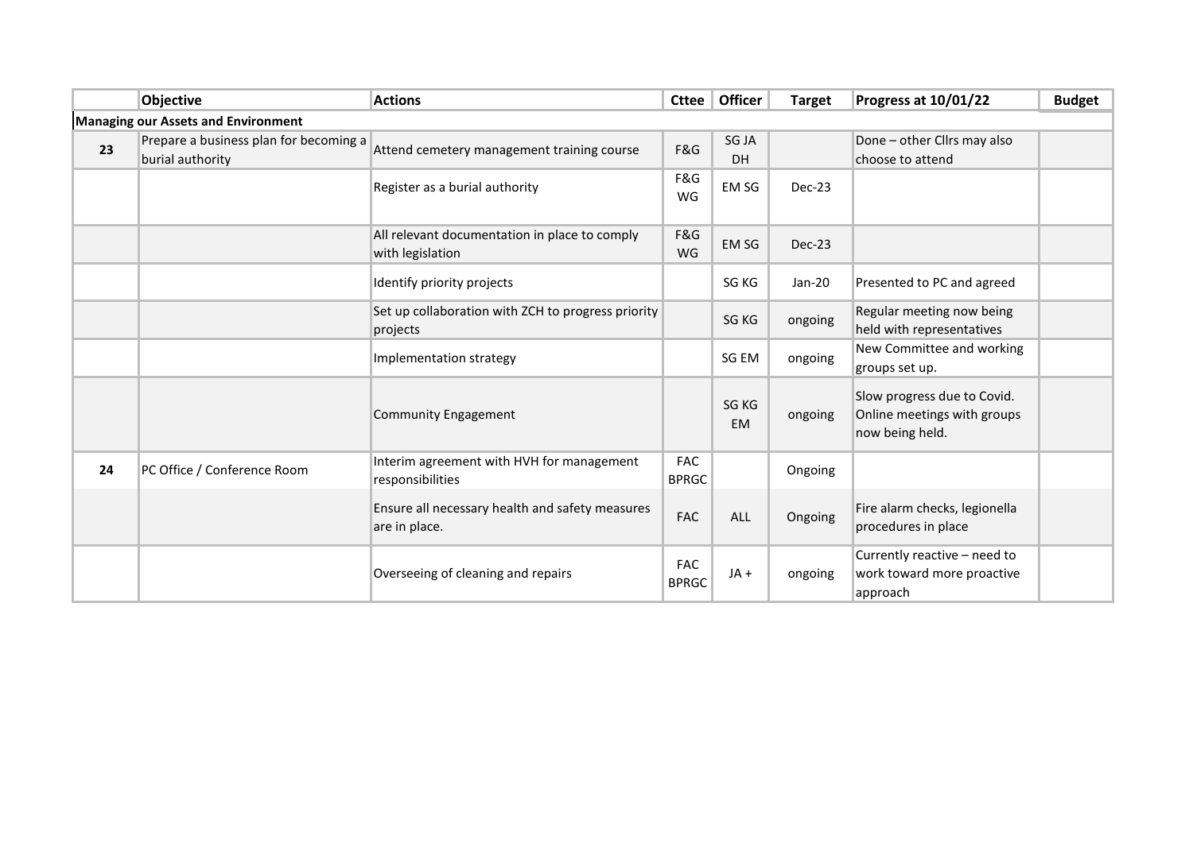| | Objective | Actions | Cttee | Officer | Target | Progress at 10/01/22 | Budget |
|---|---|---|---|---|---|---|---|
| **Managing our Assets and Environment** | | | | | | | |
| 23 | Prepare a business plan for becoming a burial authority | Attend cemetery management training course | F&G | SG JA DH | | Done – other Cllrs may also choose to attend | |
| | | Register as a burial authority | F&G WG | EM SG | Dec-23 | | |
| | | All relevant documentation in place to comply with legislation | F&G WG | EM SG | Dec-23 | | |
| | | Identify priority projects | | SG KG | Jan-20 | Presented to PC and agreed | |
| | | Set up collaboration with ZCH to progress priority projects | | SG KG | ongoing | Regular meeting now being held with representatives | |
| | | Implementation strategy | | SG EM | ongoing | New Committee and working groups set up. | |
| | | Community Engagement | | SG KG EM | ongoing | Slow progress due to Covid. Online meetings with groups now being held. | |
| 24 | PC Office / Conference Room | Interim agreement with HVH for management responsibilities | FAC BPRGC | | Ongoing | | |
| | | Ensure all necessary health and safety measures are in place. | FAC | ALL | Ongoing | Fire alarm checks, legionella procedures in place | |
| | | Overseeing of cleaning and repairs | FAC BPRGC | JA + | ongoing | Currently reactive – need to work toward more proactive approach | |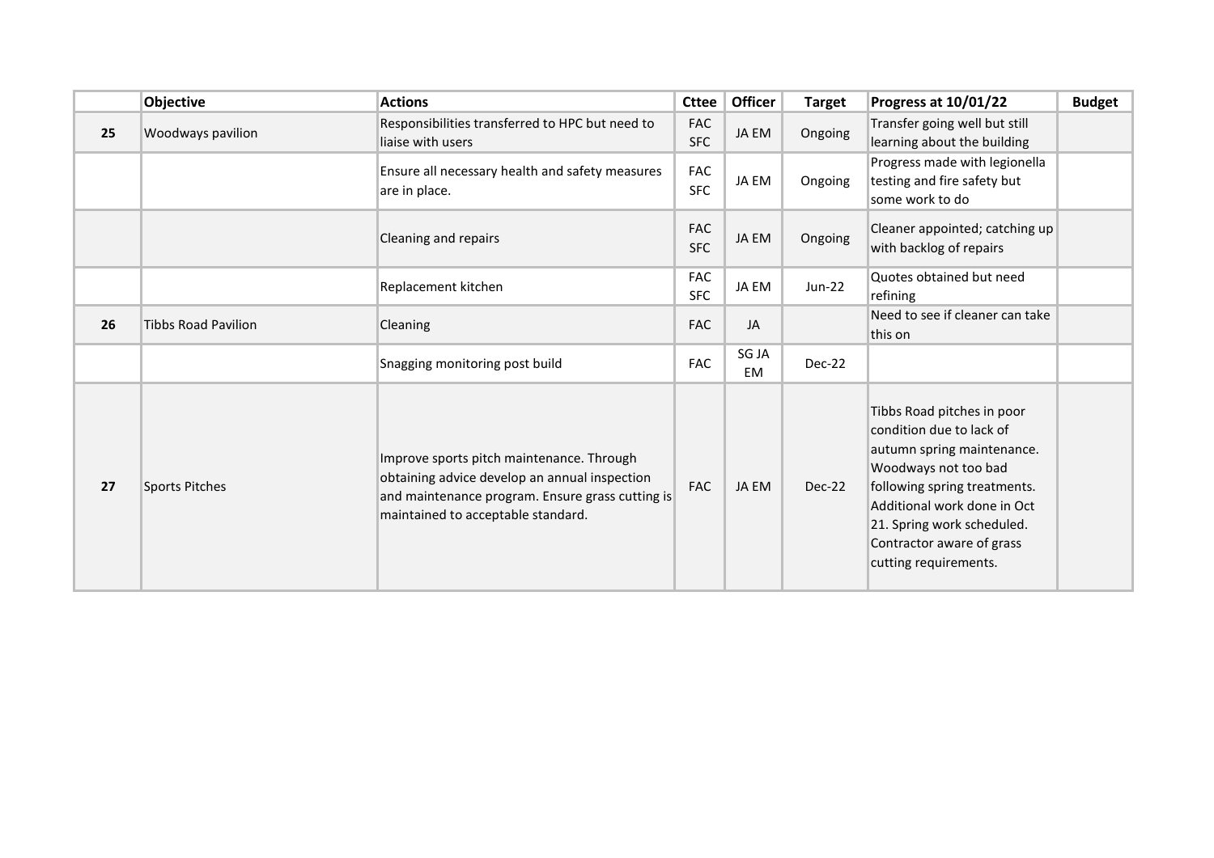| | Objective | Actions | Cttee | Officer | Target | Progress at 10/01/22 | Budget |
|---|---|---|---|---|---|---|---|
| 25 | Woodways pavilion | Responsibilities transferred to HPC but need to liaise with users | FAC SFC | JA EM | Ongoing | Transfer going well but still learning about the building | |
| | | Ensure all necessary health and safety measures are in place. | FAC SFC | JA EM | Ongoing | Progress made with legionella testing and fire safety but some work to do | |
| | | Cleaning and repairs | FAC SFC | JA EM | Ongoing | Cleaner appointed; catching up with backlog of repairs | |
| | | Replacement kitchen | FAC SFC | JA EM | Jun-22 | Quotes obtained but need refining | |
| 26 | Tibbs Road Pavilion | Cleaning | FAC | JA | | Need to see if cleaner can take this on | |
| | | Snagging monitoring post build | FAC | SG JA EM | Dec-22 | | |
| 27 | Sports Pitches | Improve sports pitch maintenance. Through obtaining advice develop an annual inspection and maintenance program. Ensure grass cutting is maintained to acceptable standard. | FAC | JA EM | Dec-22 | Tibbs Road pitches in poor condition due to lack of autumn spring maintenance. Woodways not too bad following spring treatments. Additional work done in Oct 21. Spring work scheduled. Contractor aware of grass cutting requirements. | |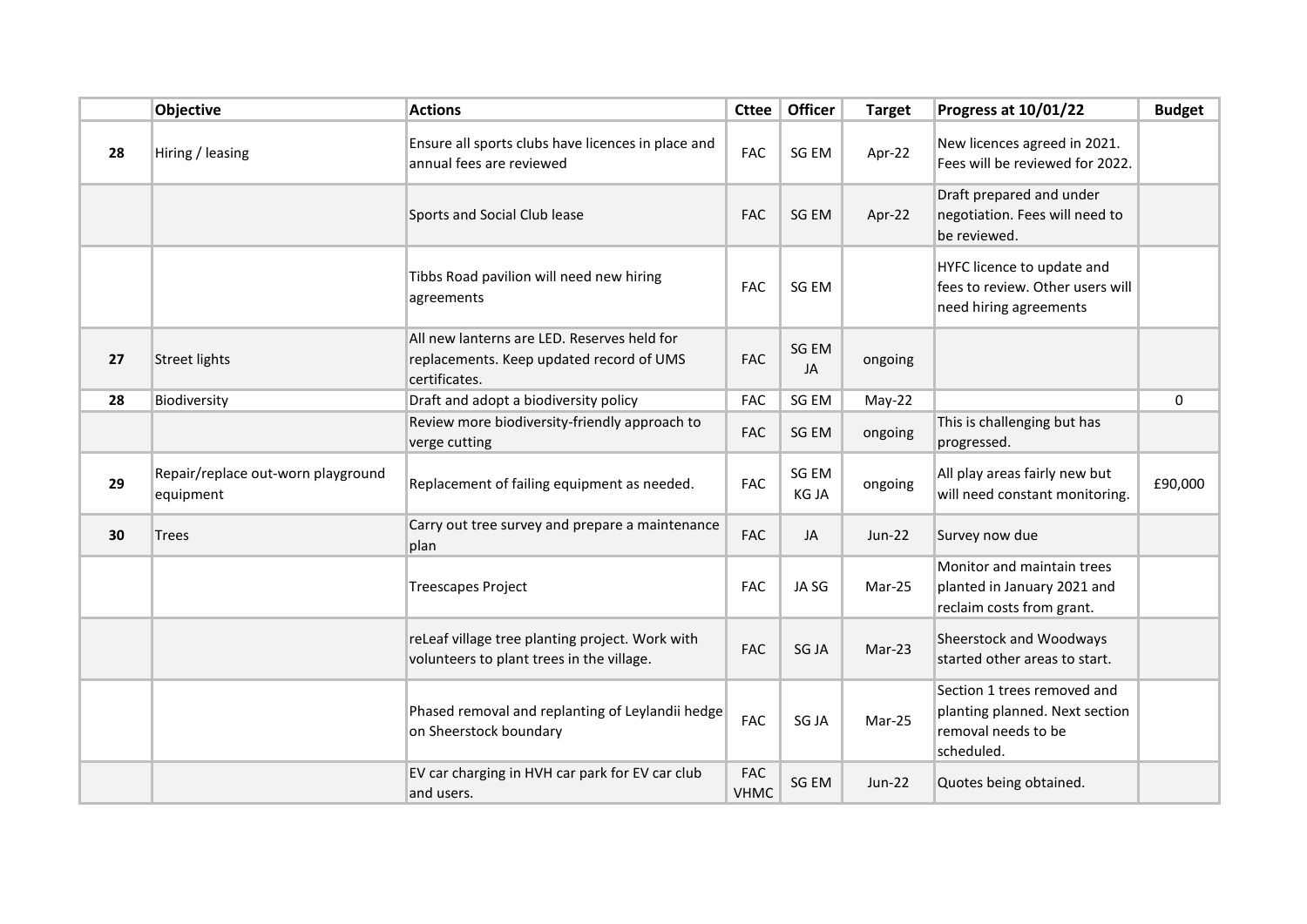|  | Objective | Actions | Cttee | Officer | Target | Progress at 10/01/22 | Budget |
|---|---|---|---|---|---|---|---|
| 28 | Hiring / leasing | Ensure all sports clubs have licences in place and annual fees are reviewed | FAC | SG EM | Apr-22 | New licences agreed in 2021. Fees will be reviewed for 2022. |  |
|  |  | Sports and Social Club lease | FAC | SG EM | Apr-22 | Draft prepared and under negotiation. Fees will need to be reviewed. |  |
|  |  | Tibbs Road pavilion will need new hiring agreements | FAC | SG EM |  | HYFC licence to update and fees to review. Other users will need hiring agreements |  |
| 27 | Street lights | All new lanterns are LED. Reserves held for replacements. Keep updated record of UMS certificates. | FAC | SG EM JA | ongoing |  |  |
| 28 | Biodiversity | Draft and adopt a biodiversity policy | FAC | SG EM | May-22 |  | 0 |
|  |  | Review more biodiversity-friendly approach to verge cutting | FAC | SG EM | ongoing | This is challenging but has progressed. |  |
| 29 | Repair/replace out-worn playground equipment | Replacement of failing equipment as needed. | FAC | SG EM KG JA | ongoing | All play areas fairly new but will need constant monitoring. | £90,000 |
| 30 | Trees | Carry out tree survey and prepare a maintenance plan | FAC | JA | Jun-22 | Survey now due |  |
|  |  | Treescapes Project | FAC | JA SG | Mar-25 | Monitor and maintain trees planted in January 2021 and reclaim costs from grant. |  |
|  |  | reLeaf village tree planting project. Work with volunteers to plant trees in the village. | FAC | SG JA | Mar-23 | Sheerstock and Woodways started other areas to start. |  |
|  |  | Phased removal and replanting of Leylandii hedge on Sheerstock boundary | FAC | SG JA | Mar-25 | Section 1 trees removed and planting planned. Next section removal needs to be scheduled. |  |
|  |  | EV car charging in HVH car park for EV car club and users. | FAC VHMC | SG EM | Jun-22 | Quotes being obtained. |  |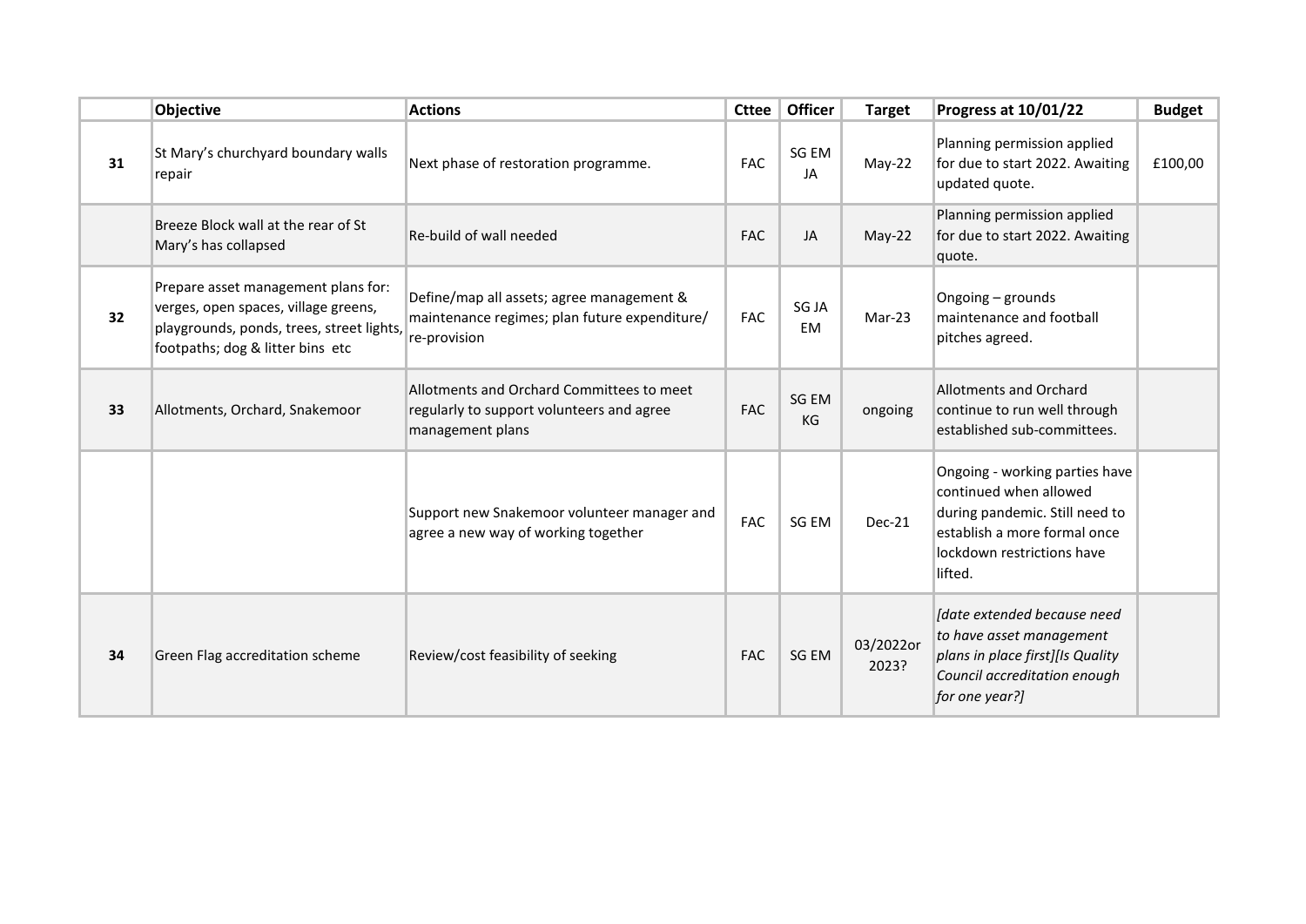| | Objective | Actions | Cttee | Officer | Target | Progress at 10/01/22 | Budget |
|---|---|---|---|---|---|---|---|
| **31** | St Mary's churchyard boundary walls repair | Next phase of restoration programme. | FAC | SG EM JA | May-22 | Planning permission applied for due to start 2022. Awaiting updated quote. | £100,00 |
| | Breeze Block wall at the rear of St Mary's has collapsed | Re-build of wall needed | FAC | JA | May-22 | Planning permission applied for due to start 2022. Awaiting quote. | |
| **32** | Prepare asset management plans for: verges, open spaces, village greens, playgrounds, ponds, trees, street lights, footpaths; dog & litter bins etc | Define/map all assets; agree management & maintenance regimes; plan future expenditure/ re-provision | FAC | SG JA EM | Mar-23 | Ongoing – grounds maintenance and football pitches agreed. | |
| **33** | Allotments, Orchard, Snakemoor | Allotments and Orchard Committees to meet regularly to support volunteers and agree management plans | FAC | SG EM KG | ongoing | Allotments and Orchard continue to run well through established sub-committees. | |
| | | Support new Snakemoor volunteer manager and agree a new way of working together | FAC | SG EM | Dec-21 | Ongoing - working parties have continued when allowed during pandemic. Still need to establish a more formal once lockdown restrictions have lifted. | |
| **34** | Green Flag accreditation scheme | Review/cost feasibility of seeking | FAC | SG EM | 03/2022or 2023? | *[date extended because need to have asset management plans in place first][Is Quality Council accreditation enough for one year?]* | |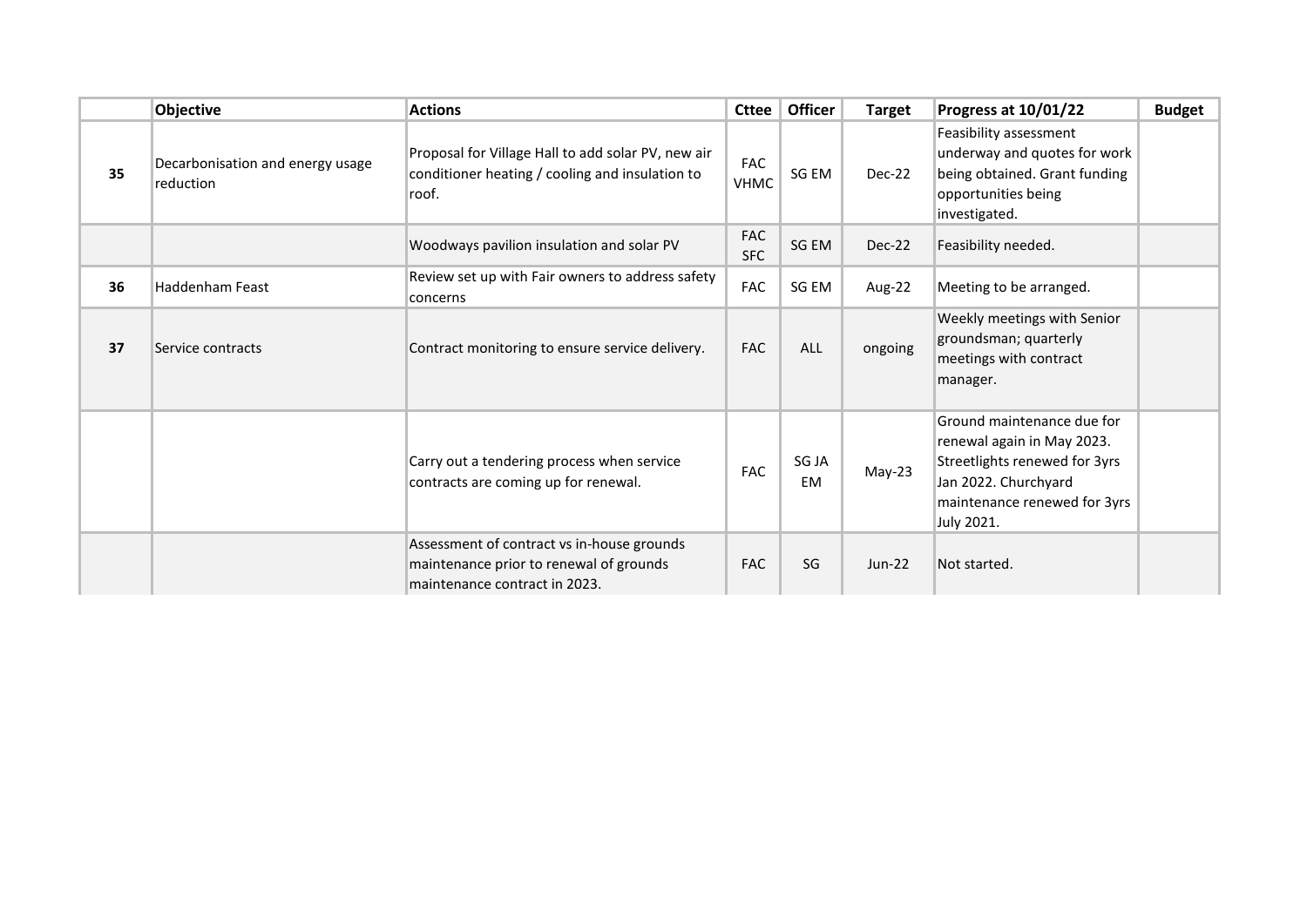|  | Objective | Actions | Cttee | Officer | Target | Progress at 10/01/22 | Budget |
|---|---|---|---|---|---|---|---|
| **35** | Decarbonisation and energy usage reduction | Proposal for Village Hall to add solar PV, new air conditioner heating / cooling and insulation to roof. | FAC VHMC | SG EM | Dec-22 | Feasibility assessment underway and quotes for work being obtained. Grant funding opportunities being investigated. |  |
|  |  | Woodways pavilion insulation and solar PV | FAC SFC | SG EM | Dec-22 | Feasibility needed. |  |
| **36** | Haddenham Feast | Review set up with Fair owners to address safety concerns | FAC | SG EM | Aug-22 | Meeting to be arranged. |  |
| **37** | Service contracts | Contract monitoring to ensure service delivery. | FAC | ALL | ongoing | Weekly meetings with Senior groundsman; quarterly meetings with contract manager. |  |
|  |  | Carry out a tendering process when service contracts are coming up for renewal. | FAC | SG JA EM | May-23 | Ground maintenance due for renewal again in May 2023. Streetlights renewed for 3yrs Jan 2022. Churchyard maintenance renewed for 3yrs July 2021. |  |
|  |  | Assessment of contract vs in-house grounds maintenance prior to renewal of grounds maintenance contract in 2023. | FAC | SG | Jun-22 | Not started. |  |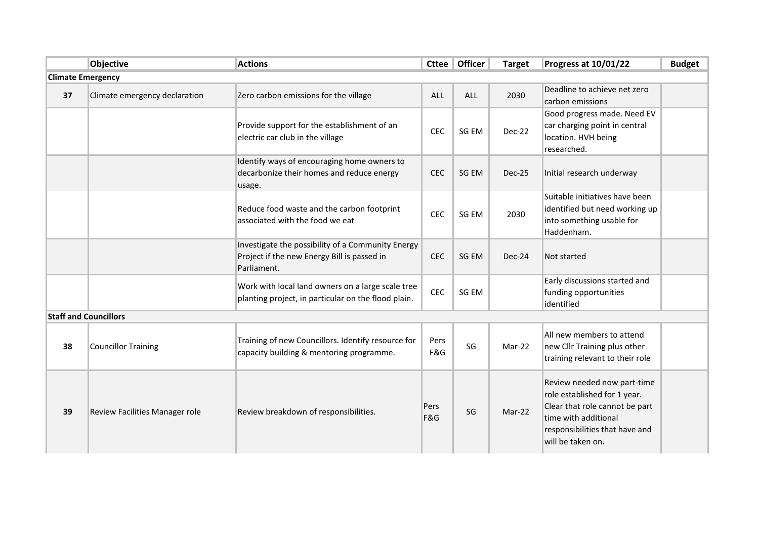| | Objective | Actions | Cttee | Officer | Target | Progress at 10/01/22 | Budget |
|---|---|---|---|---|---|---|---|
| **Climate Emergency** | | | | | | | |
| **37** | Climate emergency declaration | Zero carbon emissions for the village | ALL | ALL | 2030 | Deadline to achieve net zero carbon emissions | |
| | | Provide support for the establishment of an electric car club in the village | CEC | SG EM | Dec-22 | Good progress made. Need EV car charging point in central location. HVH being researched. | |
| | | Identify ways of encouraging home owners to decarbonize their homes and reduce energy usage. | CEC | SG EM | Dec-25 | Initial research underway | |
| | | Reduce food waste and the carbon footprint associated with the food we eat | CEC | SG EM | 2030 | Suitable initiatives have been identified but need working up into something usable for Haddenham. | |
| | | Investigate the possibility of a Community Energy Project if the new Energy Bill is passed in Parliament. | CEC | SG EM | Dec-24 | Not started | |
| | | Work with local land owners on a large scale tree planting project, in particular on the flood plain. | CEC | SG EM | | Early discussions started and funding opportunities identified | |
| **Staff and Councillors** | | | | | | | |
| **38** | Councillor Training | Training of new Councillors. Identify resource for capacity building & mentoring programme. | Pers F&G | SG | Mar-22 | All new members to attend new Cllr Training plus other training relevant to their role | |
| **39** | Review Facilities Manager role | Review breakdown of responsibilities. | Pers F&G | SG | Mar-22 | Review needed now part-time role established for 1 year. Clear that role cannot be part time with additional responsibilities that have and will be taken on. | |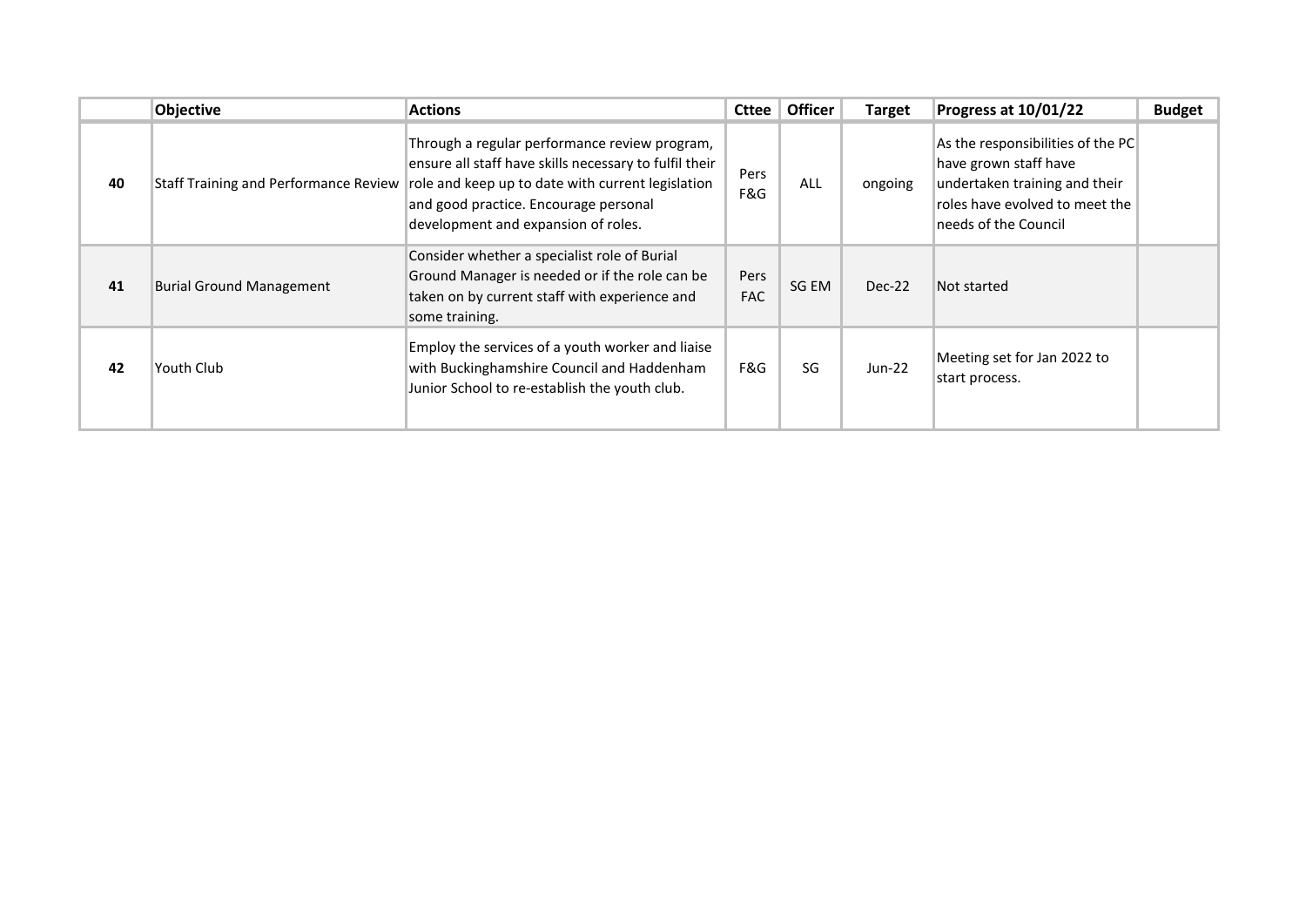| | Objective | Actions | Cttee | Officer | Target | Progress at 10/01/22 | Budget |
|---|---|---|---|---|---|---|---|
| **40** | Staff Training and Performance Review | Through a regular performance review program, ensure all staff have skills necessary to fulfil their role and keep up to date with current legislation and good practice. Encourage personal development and expansion of roles. | Pers F&G | ALL | ongoing | As the responsibilities of the PC have grown staff have undertaken training and their roles have evolved to meet the needs of the Council | |
| **41** | Burial Ground Management | Consider whether a specialist role of Burial Ground Manager is needed or if the role can be taken on by current staff with experience and some training. | Pers FAC | SG EM | Dec-22 | Not started | |
| **42** | Youth Club | Employ the services of a youth worker and liaise with Buckinghamshire Council and Haddenham Junior School to re-establish the youth club. | F&G | SG | Jun-22 | Meeting set for Jan 2022 to start process. | |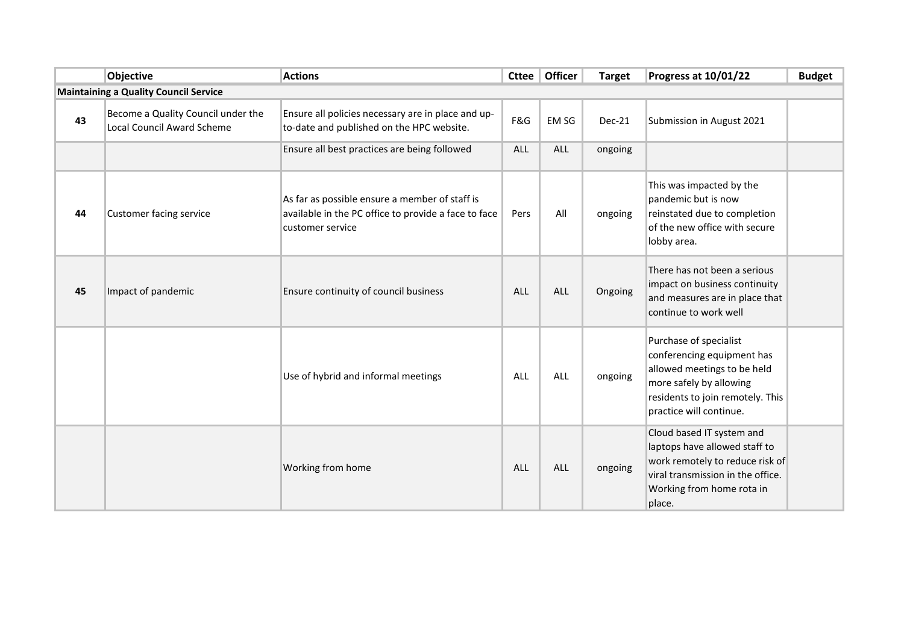| | Objective | Actions | Cttee | Officer | Target | Progress at 10/01/22 | Budget |
|---|---|---|---|---|---|---|---|
| **Maintaining a Quality Council Service** | | | | | | | |
| **43** | Become a Quality Council under the Local Council Award Scheme | Ensure all policies necessary are in place and up-to-date and published on the HPC website. | F&G | EM SG | Dec-21 | Submission in August 2021 | |
| | | Ensure all best practices are being followed | ALL | ALL | ongoing | | |
| **44** | Customer facing service | As far as possible ensure a member of staff is available in the PC office to provide a face to face customer service | Pers | All | ongoing | This was impacted by the pandemic but is now reinstated due to completion of the new office with secure lobby area. | |
| **45** | Impact of pandemic | Ensure continuity of council business | ALL | ALL | Ongoing | There has not been a serious impact on business continuity and measures are in place that continue to work well | |
| | | Use of hybrid and informal meetings | ALL | ALL | ongoing | Purchase of specialist conferencing equipment has allowed meetings to be held more safely by allowing residents to join remotely. This practice will continue. | |
| | | Working from home | ALL | ALL | ongoing | Cloud based IT system and laptops have allowed staff to work remotely to reduce risk of viral transmission in the office. Working from home rota in place. | |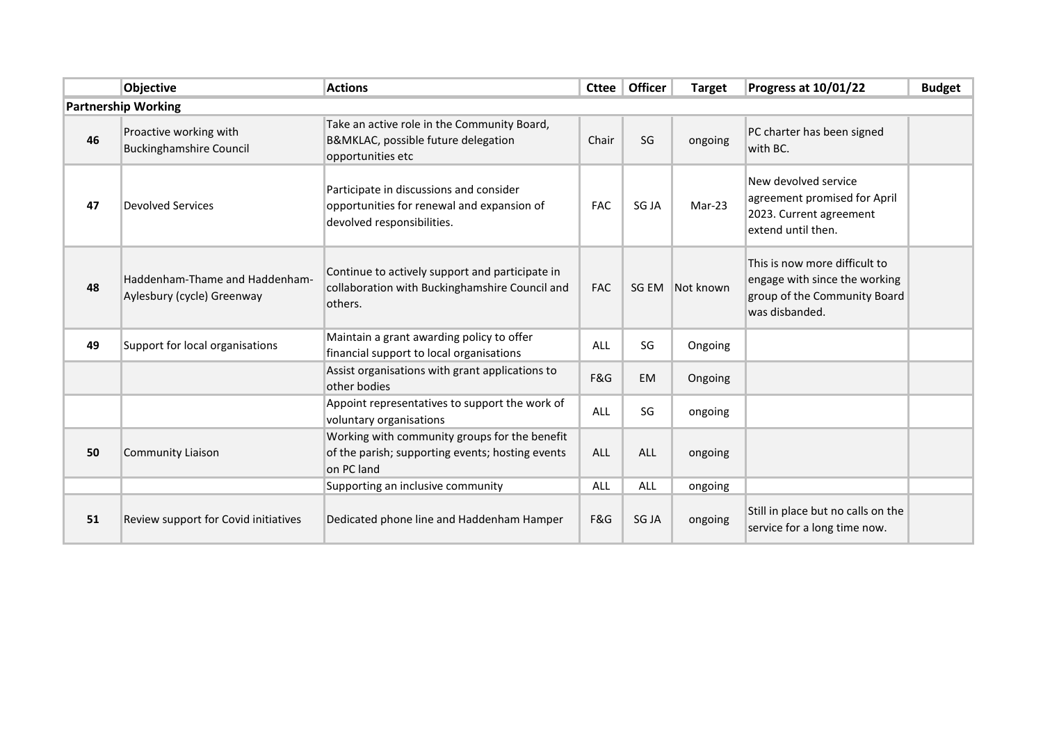| | Objective | Actions | Cttee | Officer | Target | Progress at 10/01/22 | Budget |
|---|---|---|---|---|---|---|---|
| **Partnership Working** | | | | | | | |
| **46** | Proactive working with Buckinghamshire Council | Take an active role in the Community Board, B&MKLAC, possible future delegation opportunities etc | Chair | SG | ongoing | PC charter has been signed with BC. | |
| **47** | Devolved Services | Participate in discussions and consider opportunities for renewal and expansion of devolved responsibilities. | FAC | SG JA | Mar-23 | New devolved service agreement promised for April 2023. Current agreement extend until then. | |
| **48** | Haddenham-Thame and Haddenham-Aylesbury (cycle) Greenway | Continue to actively support and participate in collaboration with Buckinghamshire Council and others. | FAC | SG EM | Not known | This is now more difficult to engage with since the working group of the Community Board was disbanded. | |
| **49** | Support for local organisations | Maintain a grant awarding policy to offer financial support to local organisations | ALL | SG | Ongoing | | |
| | | Assist organisations with grant applications to other bodies | F&G | EM | Ongoing | | |
| | | Appoint representatives to support the work of voluntary organisations | ALL | SG | ongoing | | |
| **50** | Community Liaison | Working with community groups for the benefit of the parish; supporting events; hosting events on PC land | ALL | ALL | ongoing | | |
| | | Supporting an inclusive community | ALL | ALL | ongoing | | |
| **51** | Review support for Covid initiatives | Dedicated phone line and Haddenham Hamper | F&G | SG JA | ongoing | Still in place but no calls on the service for a long time now. | |